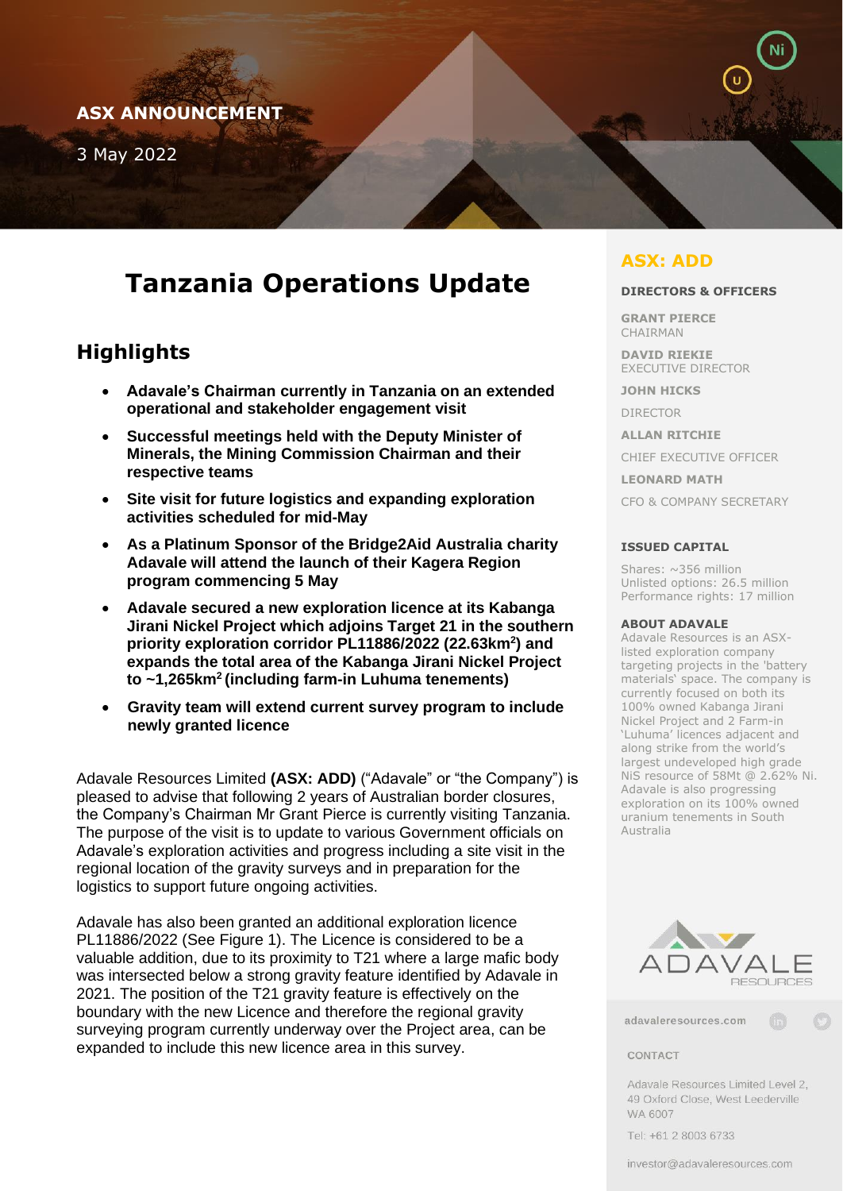**ASX ANNOUNCEMENT**

3 May 2022

# Tanzania Operations Update

## Highlights

- **Adavale's Chairman currently in Tanzania on an extended operational and stakeholder engagement visit**
- **Successful meetings held with the Deputy Minister of Minerals, the Mining Commission Chairman and their respective teams**
- **Site visit for future logistics and expanding exploration activities scheduled for mid-May**
- **As a Platinum Sponsor of the Bridge2Aid Australia charity Adavale will attend the launch of their Kagera Region program commencing 5 May**
- **Adavale secured a new exploration licence at its Kabanga Jirani Nickel Project which adjoins Target 21 in the southern priority exploration corridor PL11886/2022 (22.63km$^2$) and expands the total area of the Kabanga Jirani Nickel Project to ~1,265km$^2$ (including farm-in Luhuma tenements)**
- **Gravity team will extend current survey program to include newly granted licence**

Adavale Resources Limited **(ASX: ADD)** ("Adavale" or "the Company") is pleased to advise that following 2 years of Australian border closures, the Company's Chairman Mr Grant Pierce is currently visiting Tanzania. The purpose of the visit is to update to various Government officials on Adavale's exploration activities and progress including a site visit in the regional location of the gravity surveys and in preparation for the logistics to support future ongoing activities.

Adavale has also been granted an additional exploration licence PL11886/2022 (See Figure 1). The Licence is considered to be a valuable addition, due to its proximity to T21 where a large mafic body was intersected below a strong gravity feature identified by Adavale in 2021. The position of the T21 gravity feature is effectively on the boundary with the new Licence and therefore the regional gravity surveying program currently underway over the Project area, can be expanded to include this new licence area in this survey.

**ASX: ADD**

**DIRECTORS & OFFICERS**

**GRANT PIERCE**
CHAIRMAN

**DAVID RIEKIE**
EXECUTIVE DIRECTOR

**JOHN HICKS**
DIRECTOR

**ALLAN RITCHIE**
CHIEF EXECUTIVE OFFICER

**LEONARD MATH**
CFO & COMPANY SECRETARY

**ISSUED CAPITAL**

Shares: ~356 million
Unlisted options: 26.5 million
Performance rights: 17 million

**ABOUT ADAVALE**

Adavale Resources is an ASX-listed exploration company targeting projects in the 'battery materials' space. The company is currently focused on both its 100% owned Kabanga Jirani Nickel Project and 2 Farm-in 'Luhuma' licences adjacent and along strike from the world's largest undeveloped high grade NiS resource of 58Mt @ 2.62% Ni. Adavale is also progressing exploration on its 100% owned uranium tenements in South Australia

adavaleresources.com

CONTACT

Adavale Resources Limited Level 2, 49 Oxford Close, West Leederville WA 6007

Tel: +61 2 8003 6733

investor@adavaleresources.com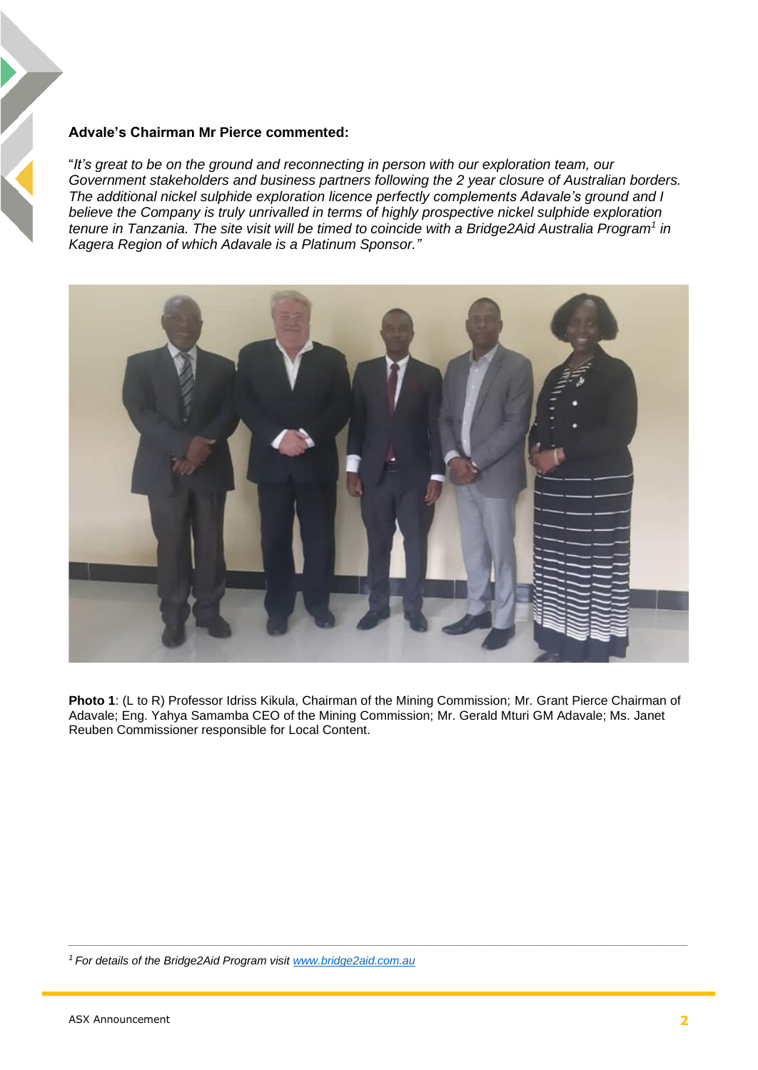**Advale's Chairman Mr Pierce commented:**

"*It's great to be on the ground and reconnecting in person with our exploration team, our Government stakeholders and business partners following the 2 year closure of Australian borders. The additional nickel sulphide exploration licence perfectly complements Adavale's ground and I believe the Company is truly unrivalled in terms of highly prospective nickel sulphide exploration tenure in Tanzania. The site visit will be timed to coincide with a Bridge2Aid Australia Program[1] in Kagera Region of which Adavale is a Platinum Sponsor."*

**Photo 1**: (L to R) Professor Idriss Kikula, Chairman of the Mining Commission; Mr. Grant Pierce Chairman of Adavale; Eng. Yahya Samamba CEO of the Mining Commission; Mr. Gerald Mturi GM Adavale; Ms. Janet Reuben Commissioner responsible for Local Content.

---

[1] *For details of the Bridge2Aid Program visit [www.bridge2aid.com.au](www.bridge2aid.com.au)*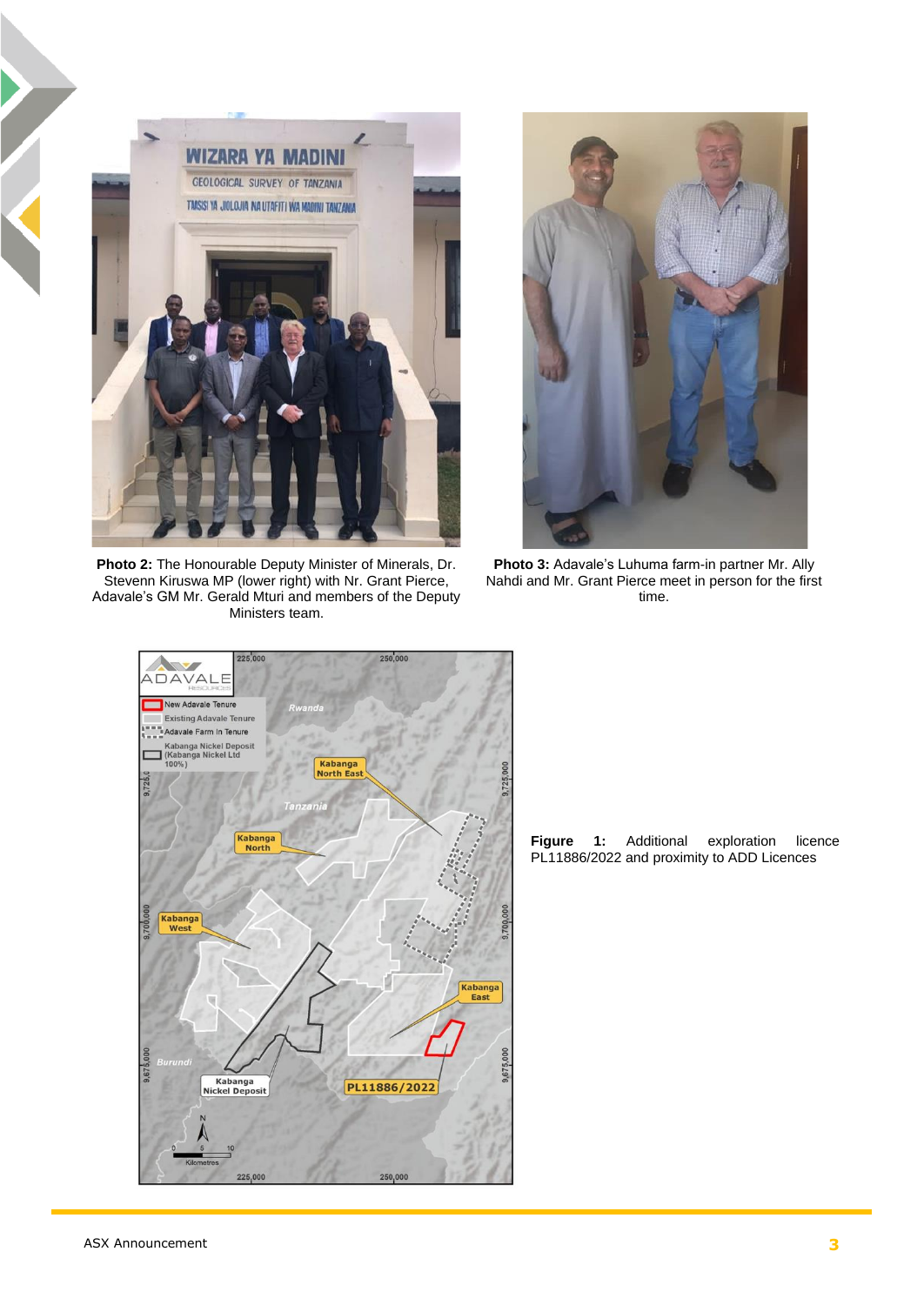**Photo 2:** The Honourable Deputy Minister of Minerals, Dr. Stevenn Kiruswa MP (lower right) with Nr. Grant Pierce, Adavale's GM Mr. Gerald Mturi and members of the Deputy Ministers team.

**Photo 3:** Adavale's Luhuma farm-in partner Mr. Ally Nahdi and Mr. Grant Pierce meet in person for the first time.

**Figure 1:** Additional exploration licence PL11886/2022 and proximity to ADD Licences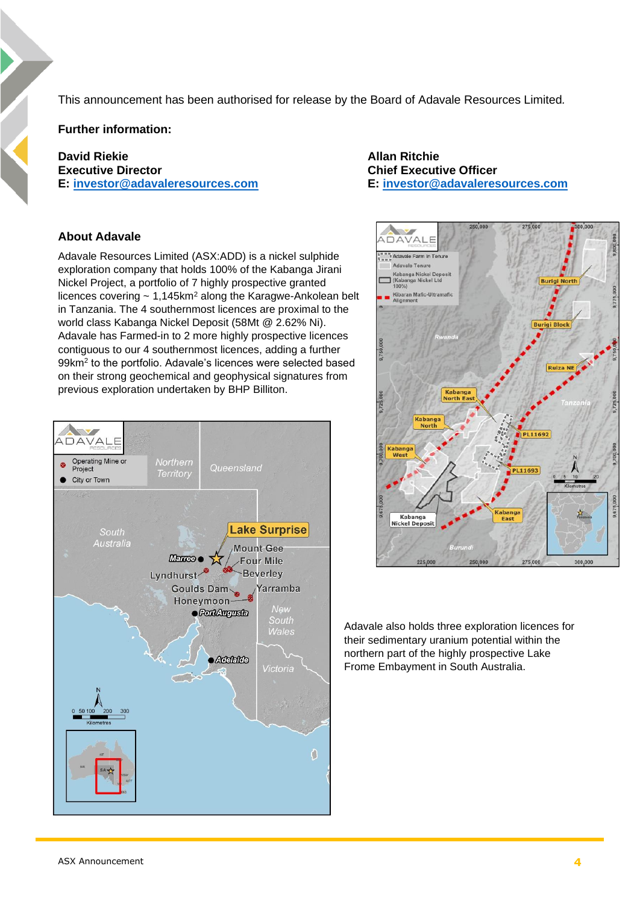This announcement has been authorised for release by the Board of Adavale Resources Limited.

**Further information:**

**David Riekie**
**Executive Director**
**E: investor@adavaleresources.com**

**Allan Ritchie**
**Chief Executive Officer**
**E: investor@adavaleresources.com**

### About Adavale

Adavale Resources Limited (ASX:ADD) is a nickel sulphide exploration company that holds 100% of the Kabanga Jirani Nickel Project, a portfolio of 7 highly prospective granted licences covering ~ 1,145km[2] along the Karagwe-Ankolean belt in Tanzania. The 4 southernmost licences are proximal to the world class Kabanga Nickel Deposit (58Mt @ 2.62% Ni). Adavale has Farmed-in to 2 more highly prospective licences contiguous to our 4 southernmost licences, adding a further 99km[2] to the portfolio. Adavale's licences were selected based on their strong geochemical and geophysical signatures from previous exploration undertaken by BHP Billiton.

Adavale also holds three exploration licences for their sedimentary uranium potential within the northern part of the highly prospective Lake Frome Embayment in South Australia.